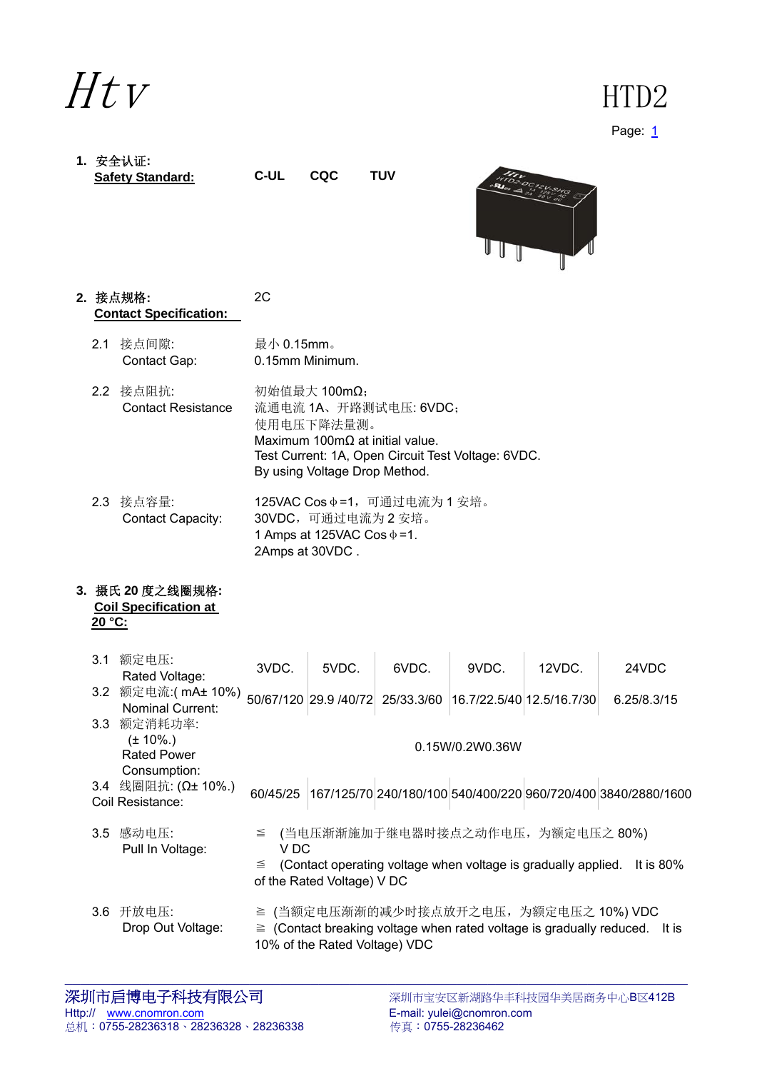# Htv

# HTD2

Page: 1

**1. 安全认证:**
**Safety Standard:** **C-UL** **CQC** **TUV**

**2. 接点规格:**
**Contact Specification:** 2C

2.1 接点间隙:
Contact Gap:

最小 0.15mm。
0.15mm Minimum.

2.2 接点阻抗:
Contact Resistance

初始值最大 100mΩ;
流通电流 1A、开路测试电压: 6VDC;
使用电压下降法量测。
Maximum 100mΩ at initial value.
Test Current: 1A, Open Circuit Test Voltage: 6VDC.
By using Voltage Drop Method.

2.3 接点容量:
Contact Capacity:

125VAC Cosφ=1，可通过电流为 1 安培。
30VDC，可通过电流为 2 安培。
1 Amps at 125VAC Cosφ=1.
2Amps at 30VDC .

**3. 摄氏 20 度之线圈规格:**
**Coil Specification at 20 °C:**

| | | | | | | |
|---|---|---|---|---|---|---|
| 3.1 额定电压: Rated Voltage: | 3VDC. | 5VDC. | 6VDC. | 9VDC. | 12VDC. | 24VDC |
| 3.2 额定电流:( mA± 10%) Nominal Current: | 50/67/120 | 29.9 /40/72 | 25/33.3/60 | 16.7/22.5/40 | 12.5/16.7/30 | 6.25/8.3/15 |
| 3.3 额定消耗功率: (± 10%.) Rated Power Consumption: | 0.15W/0.2W0.36W | | | | | |
| 3.4 线圈阻抗: (Ω± 10%.) Coil Resistance: | 60/45/25 | 167/125/70 | 240/180/100 | 540/400/220 | 960/720/400 | 3840/2880/1600 |

3.5 感动电压:
Pull In Voltage:

≦ (当电压渐渐施加于继电器时接点之动作电压，为额定电压之 80%) V DC
≦ (Contact operating voltage when voltage is gradually applied. It is 80% of the Rated Voltage) V DC

3.6 开放电压:
Drop Out Voltage:

≧ (当额定电压渐渐的减少时接点放开之电压，为额定电压之 10%) VDC
≧ (Contact breaking voltage when rated voltage is gradually reduced. It is 10% of the Rated Voltage) VDC

深圳市启博电子科技有限公司
Http:// www.cnomron.com
总机：0755-28236318、28236328、28236338

深圳市宝安区新湖路华丰科技园华美居商务中心B区412B
E-mail: yulei@cnomron.com
传真：0755-28236462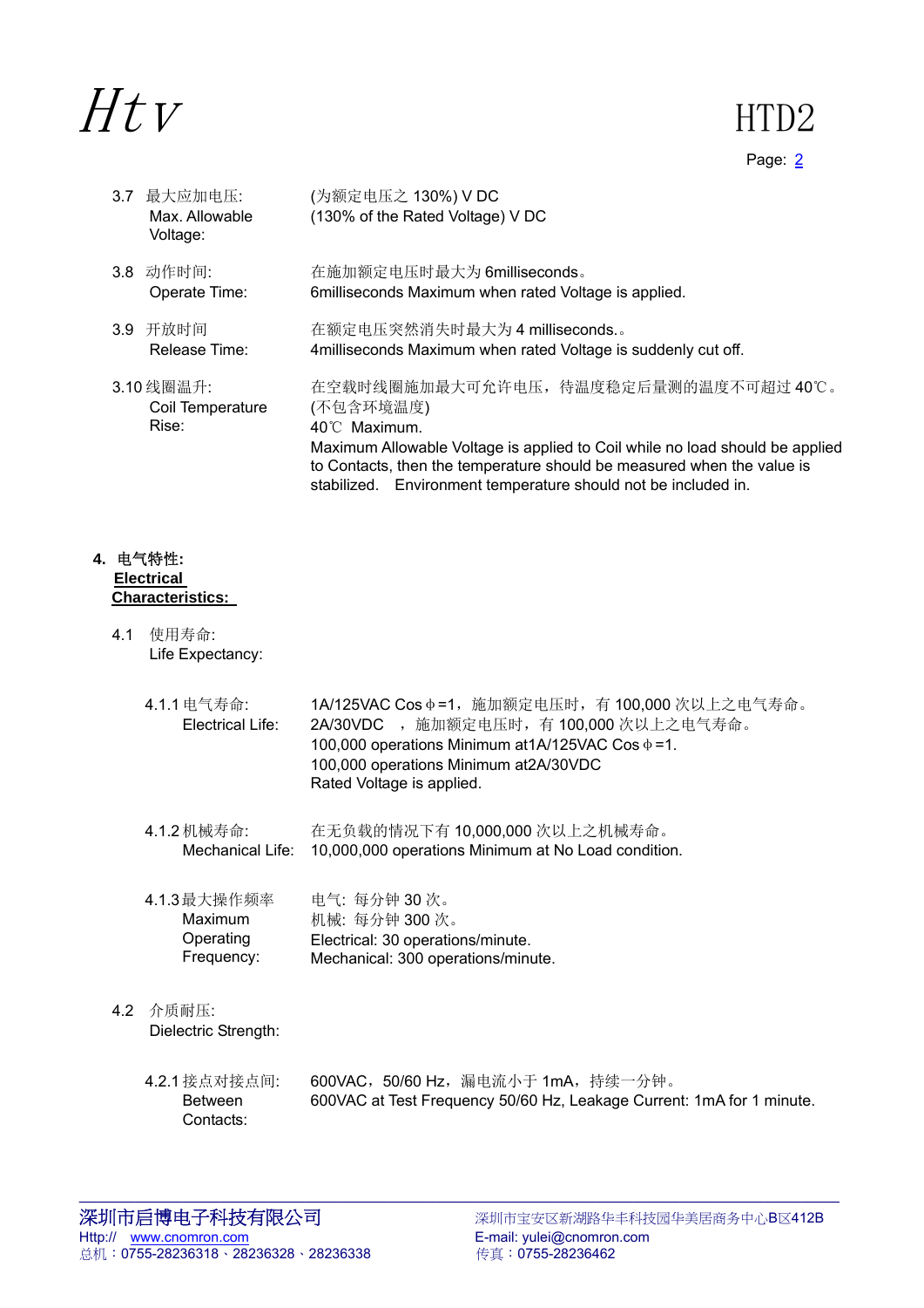3.7 最大应加电压:
Max. Allowable Voltage:

(为额定电压之 130%) V DC
(130% of the Rated Voltage) V DC

3.8 动作时间:
Operate Time:

在施加额定电压时最大为 6milliseconds。
6milliseconds Maximum when rated Voltage is applied.

3.9 开放时间
Release Time:

在额定电压突然消失时最大为 4 milliseconds.。
4milliseconds Maximum when rated Voltage is suddenly cut off.

3.10 线圈温升:
Coil Temperature Rise:

在空载时线圈施加最大可允许电压，待温度稳定后量测的温度不可超过 40℃。(不包含环境温度)
40℃ Maximum.
Maximum Allowable Voltage is applied to Coil while no load should be applied to Contacts, then the temperature should be measured when the value is stabilized. Environment temperature should not be included in.

## 4. 电气特性: Electrical Characteristics:

4.1 使用寿命:
Life Expectancy:

4.1.1 电气寿命:
Electrical Life:

1A/125VAC Cos φ=1，施加额定电压时，有 100,000 次以上之电气寿命。
2A/30VDC ，施加额定电压时，有 100,000 次以上之电气寿命。
100,000 operations Minimum at1A/125VAC Cos φ=1.
100,000 operations Minimum at2A/30VDC
Rated Voltage is applied.

4.1.2 机械寿命:
Mechanical Life:

在无负载的情况下有 10,000,000 次以上之机械寿命。
10,000,000 operations Minimum at No Load condition.

4.1.3 最大操作频率
Maximum Operating Frequency:

电气: 每分钟 30 次。
机械: 每分钟 300 次。
Electrical: 30 operations/minute.
Mechanical: 300 operations/minute.

4.2 介质耐压:
Dielectric Strength:

4.2.1 接点对接点间:
Between Contacts:

600VAC，50/60 Hz，漏电流小于 1mA，持续一分钟。
600VAC at Test Frequency 50/60 Hz, Leakage Current: 1mA for 1 minute.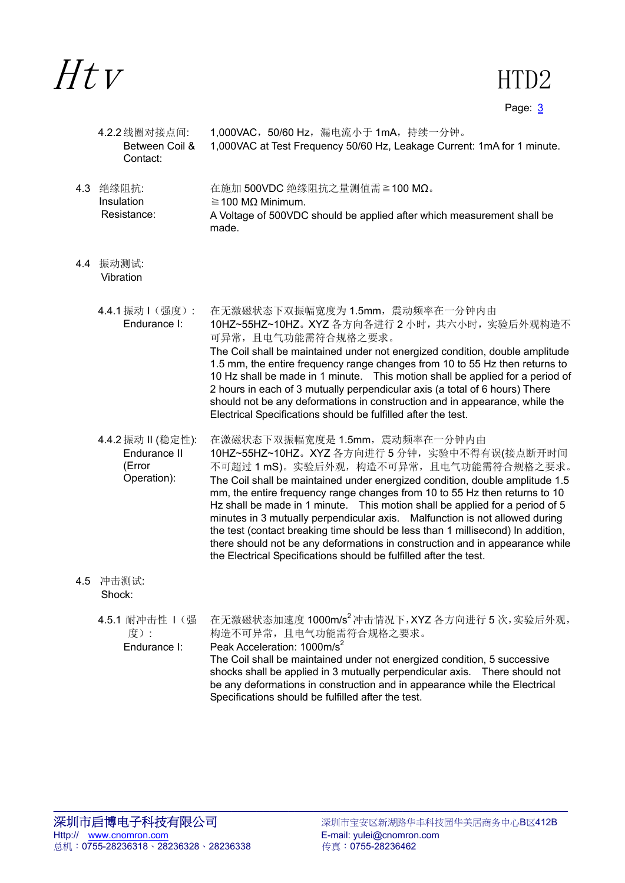4.2.2 线圈对接点间:
Between Coil & Contact:

1,000VAC，50/60 Hz，漏电流小于 1mA，持续一分钟。
1,000VAC at Test Frequency 50/60 Hz, Leakage Current: 1mA for 1 minute.

4.3 绝缘阻抗:
Insulation Resistance:

在施加 500VDC 绝缘阻抗之量测值需≧100 MΩ。
≧100 MΩ Minimum.
A Voltage of 500VDC should be applied after which measurement shall be made.

4.4 振动测试:
Vibration

4.4.1 振动 I（强度）:
Endurance I:

在无激磁状态下双振幅宽度为 1.5mm，震动频率在一分钟内由 10HZ~55HZ~10HZ。XYZ 各方向各进行 2 小时，共六小时，实验后外观构造不可异常，且电气功能需符合规格之要求。
The Coil shall be maintained under not energized condition, double amplitude 1.5 mm, the entire frequency range changes from 10 to 55 Hz then returns to 10 Hz shall be made in 1 minute. This motion shall be applied for a period of 2 hours in each of 3 mutually perpendicular axis (a total of 6 hours) There should not be any deformations in construction and in appearance, while the Electrical Specifications should be fulfilled after the test.

4.4.2 振动 II (稳定性):
Endurance II (Error Operation):

在激磁状态下双振幅宽度是 1.5mm，震动频率在一分钟内由 10HZ~55HZ~10HZ。XYZ 各方向进行 5 分钟，实验中不得有误(接点断开时间不可超过 1 mS)。实验后外观，构造不可异常，且电气功能需符合规格之要求。
The Coil shall be maintained under energized condition, double amplitude 1.5 mm, the entire frequency range changes from 10 to 55 Hz then returns to 10 Hz shall be made in 1 minute. This motion shall be applied for a period of 5 minutes in 3 mutually perpendicular axis. Malfunction is not allowed during the test (contact breaking time should be less than 1 millisecond) In addition, there should not be any deformations in construction and in appearance while the Electrical Specifications should be fulfilled after the test.

4.5 冲击测试:
Shock:

4.5.1 耐冲击性 I（强度）:
Endurance I:

在无激磁状态加速度 1000m/s$^2$ 冲击情况下，XYZ 各方向进行 5 次，实验后外观，构造不可异常，且电气功能需符合规格之要求。
Peak Acceleration: 1000m/s$^2$
The Coil shall be maintained under not energized condition, 5 successive shocks shall be applied in 3 mutually perpendicular axis. There should not be any deformations in construction and in appearance while the Electrical Specifications should be fulfilled after the test.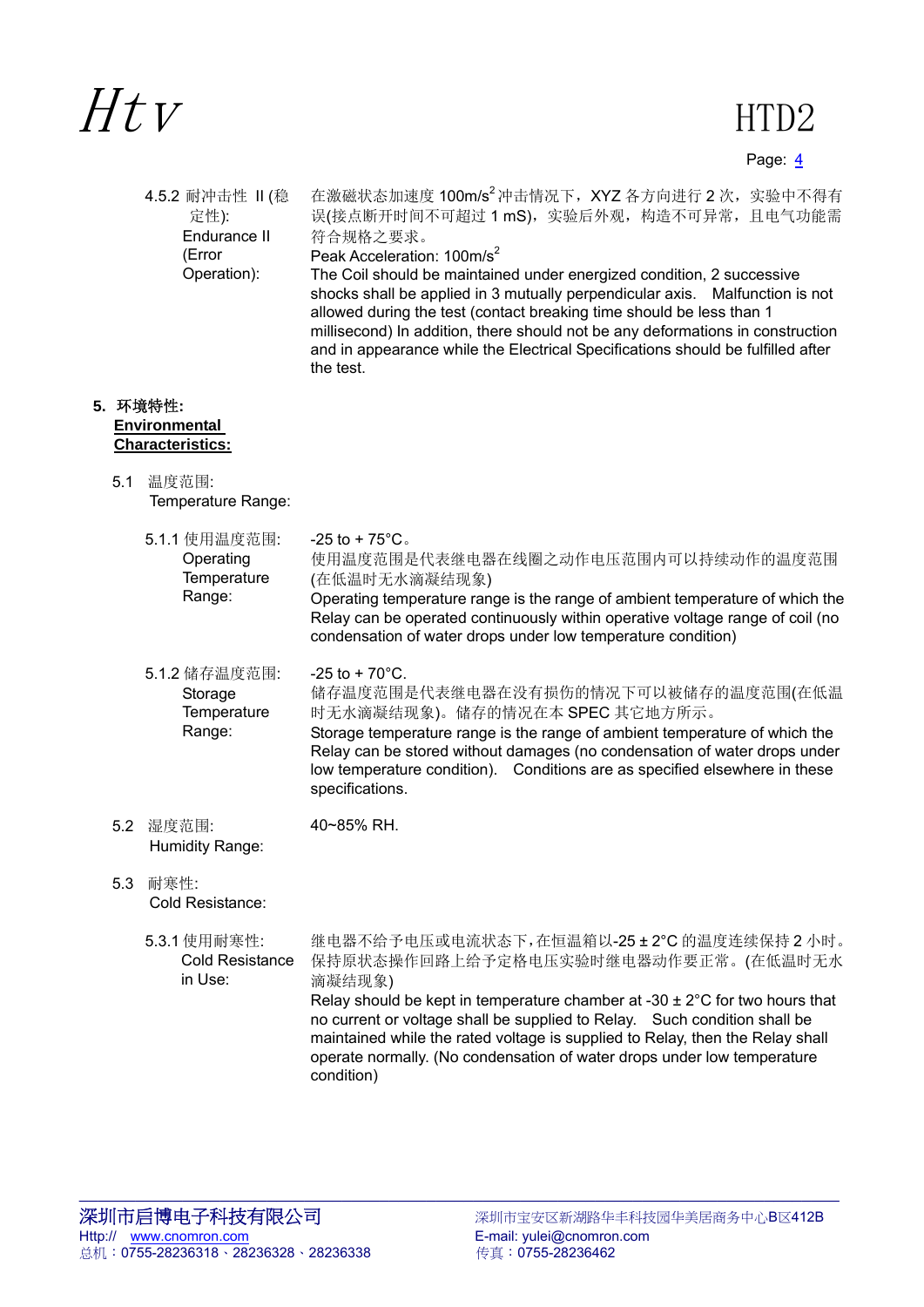4.5.2 耐冲击性 II (稳定性): Endurance II (Error Operation):

在激磁状态加速度 100m/s$^2$ 冲击情况下，XYZ 各方向进行 2 次，实验中不得有误(接点断开时间不可超过 1 mS)，实验后外观，构造不可异常，且电气功能需符合规格之要求。

Peak Acceleration: 100m/s$^2$

The Coil should be maintained under energized condition, 2 successive shocks shall be applied in 3 mutually perpendicular axis. Malfunction is not allowed during the test (contact breaking time should be less than 1 millisecond) In addition, there should not be any deformations in construction and in appearance while the Electrical Specifications should be fulfilled after the test.

## 5. 环境特性: Environmental Characteristics:

### 5.1 温度范围: Temperature Range:

**5.1.1 使用温度范围: Operating Temperature Range:**

-25 to + 75°C。

使用温度范围是代表继电器在线圈之动作电压范围内可以持续动作的温度范围(在低温时无水滴凝结现象)

Operating temperature range is the range of ambient temperature of which the Relay can be operated continuously within operative voltage range of coil (no condensation of water drops under low temperature condition)

**5.1.2 储存温度范围: Storage Temperature Range:**

-25 to + 70°C.

储存温度范围是代表继电器在没有损伤的情况下可以被储存的温度范围(在低温时无水滴凝结现象)。储存的情况在本 SPEC 其它地方所示。

Storage temperature range is the range of ambient temperature of which the Relay can be stored without damages (no condensation of water drops under low temperature condition). Conditions are as specified elsewhere in these specifications.

### 5.2 湿度范围: Humidity Range:

40~85% RH.

### 5.3 耐寒性: Cold Resistance:

**5.3.1 使用耐寒性: Cold Resistance in Use:**

继电器不给予电压或电流状态下，在恒温箱以-25 ± 2°C 的温度连续保持 2 小时。保持原状态操作回路上给予定格电压实验时继电器动作要正常。(在低温时无水滴凝结现象)

Relay should be kept in temperature chamber at -30 ± 2°C for two hours that no current or voltage shall be supplied to Relay. Such condition shall be maintained while the rated voltage is supplied to Relay, then the Relay shall operate normally. (No condensation of water drops under low temperature condition)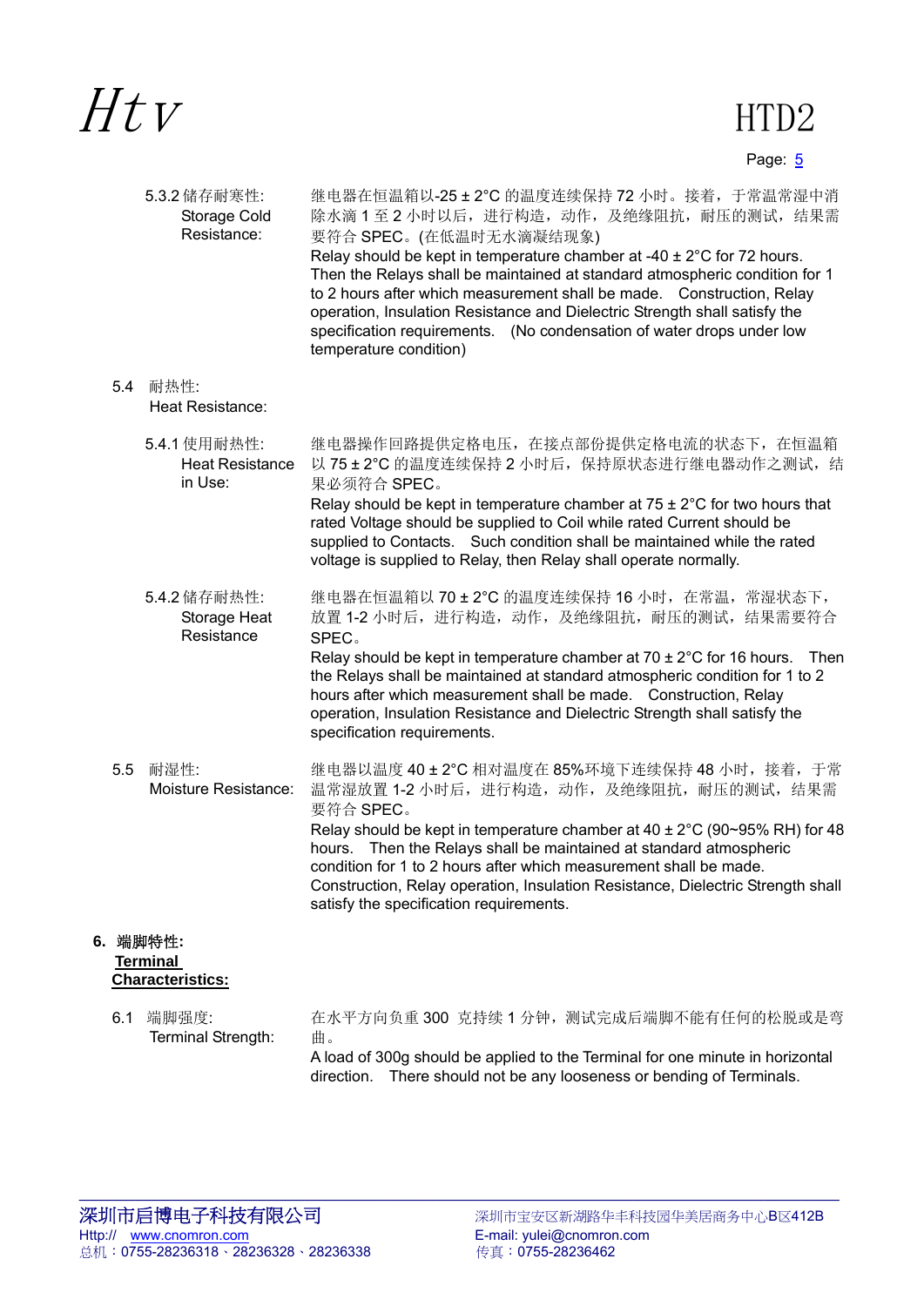5.3.2 储存耐寒性:
Storage Cold Resistance:

继电器在恒温箱以-25 ± 2°C 的温度连续保持 72 小时。接着，于常温常湿中消除水滴 1 至 2 小时以后，进行构造，动作，及绝缘阻抗，耐压的测试，结果需要符合 SPEC。(在低温时无水滴凝结现象)
Relay should be kept in temperature chamber at -40 ± 2°C for 72 hours. Then the Relays shall be maintained at standard atmospheric condition for 1 to 2 hours after which measurement shall be made. Construction, Relay operation, Insulation Resistance and Dielectric Strength shall satisfy the specification requirements. (No condensation of water drops under low temperature condition)

5.4 耐热性:
Heat Resistance:

5.4.1 使用耐热性:
Heat Resistance in Use:

继电器操作回路提供定格电压，在接点部份提供定格电流的状态下，在恒温箱以 75 ± 2°C 的温度连续保持 2 小时后，保持原状态进行继电器动作之测试，结果必须符合 SPEC。
Relay should be kept in temperature chamber at 75 ± 2°C for two hours that rated Voltage should be supplied to Coil while rated Current should be supplied to Contacts. Such condition shall be maintained while the rated voltage is supplied to Relay, then Relay shall operate normally.

5.4.2 储存耐热性:
Storage Heat Resistance

继电器在恒温箱以 70 ± 2°C 的温度连续保持 16 小时，在常温，常湿状态下，放置 1-2 小时后，进行构造，动作，及绝缘阻抗，耐压的测试，结果需要符合 SPEC。
Relay should be kept in temperature chamber at 70 ± 2°C for 16 hours. Then the Relays shall be maintained at standard atmospheric condition for 1 to 2 hours after which measurement shall be made. Construction, Relay operation, Insulation Resistance and Dielectric Strength shall satisfy the specification requirements.

5.5 耐湿性:
Moisture Resistance:

继电器以温度 40 ± 2°C 相对温度在 85%环境下连续保持 48 小时，接着，于常温常湿放置 1-2 小时后，进行构造，动作，及绝缘阻抗，耐压的测试，结果需要符合 SPEC。
Relay should be kept in temperature chamber at 40 ± 2°C (90~95% RH) for 48 hours. Then the Relays shall be maintained at standard atmospheric condition for 1 to 2 hours after which measurement shall be made. Construction, Relay operation, Insulation Resistance, Dielectric Strength shall satisfy the specification requirements.

## 6. 端脚特性: Terminal Characteristics:

6.1 端脚强度:
Terminal Strength:

在水平方向负重 300 克持续 1 分钟，测试完成后端脚不能有任何的松脱或是弯曲。
A load of 300g should be applied to the Terminal for one minute in horizontal direction. There should not be any looseness or bending of Terminals.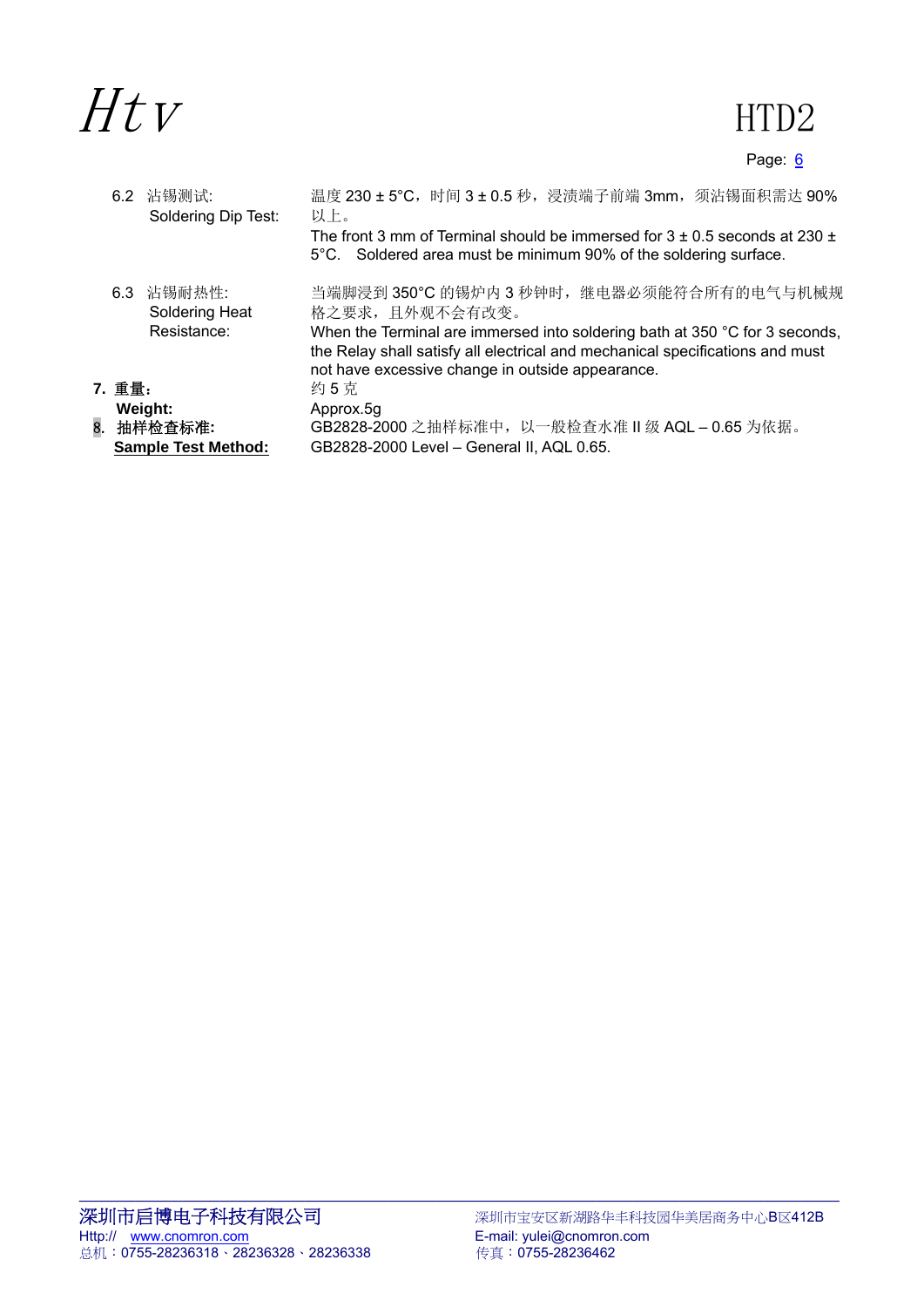6.2 沾锡测试:
Soldering Dip Test:

温度 230 ± 5°C，时间 3 ± 0.5 秒，浸渍端子前端 3mm，须沾锡面积需达 90%以上。
The front 3 mm of Terminal should be immersed for 3 ± 0.5 seconds at 230 ± 5°C. Soldered area must be minimum 90% of the soldering surface.

6.3 沾锡耐热性:
Soldering Heat Resistance:

当端脚浸到 350°C 的锡炉内 3 秒钟时，继电器必须能符合所有的电气与机械规格之要求，且外观不会有改变。
When the Terminal are immersed into soldering bath at 350 °C for 3 seconds, the Relay shall satisfy all electrical and mechanical specifications and must not have excessive change in outside appearance.

**7. 重量：**
**Weight:**

约 5 克
Approx.5g

**8. 抽样检查标准:**
**Sample Test Method:**

GB2828-2000 之抽样标准中，以一般检查水准 II 级 AQL – 0.65 为依据。
GB2828-2000 Level – General II, AQL 0.65.

深圳市启博电子科技有限公司
Http:// www.cnomron.com
总机：0755-28236318、28236328、28236338

深圳市宝安区新湖路华丰科技园华美居商务中心B区412B
E-mail: yulei@cnomron.com
传真：0755-28236462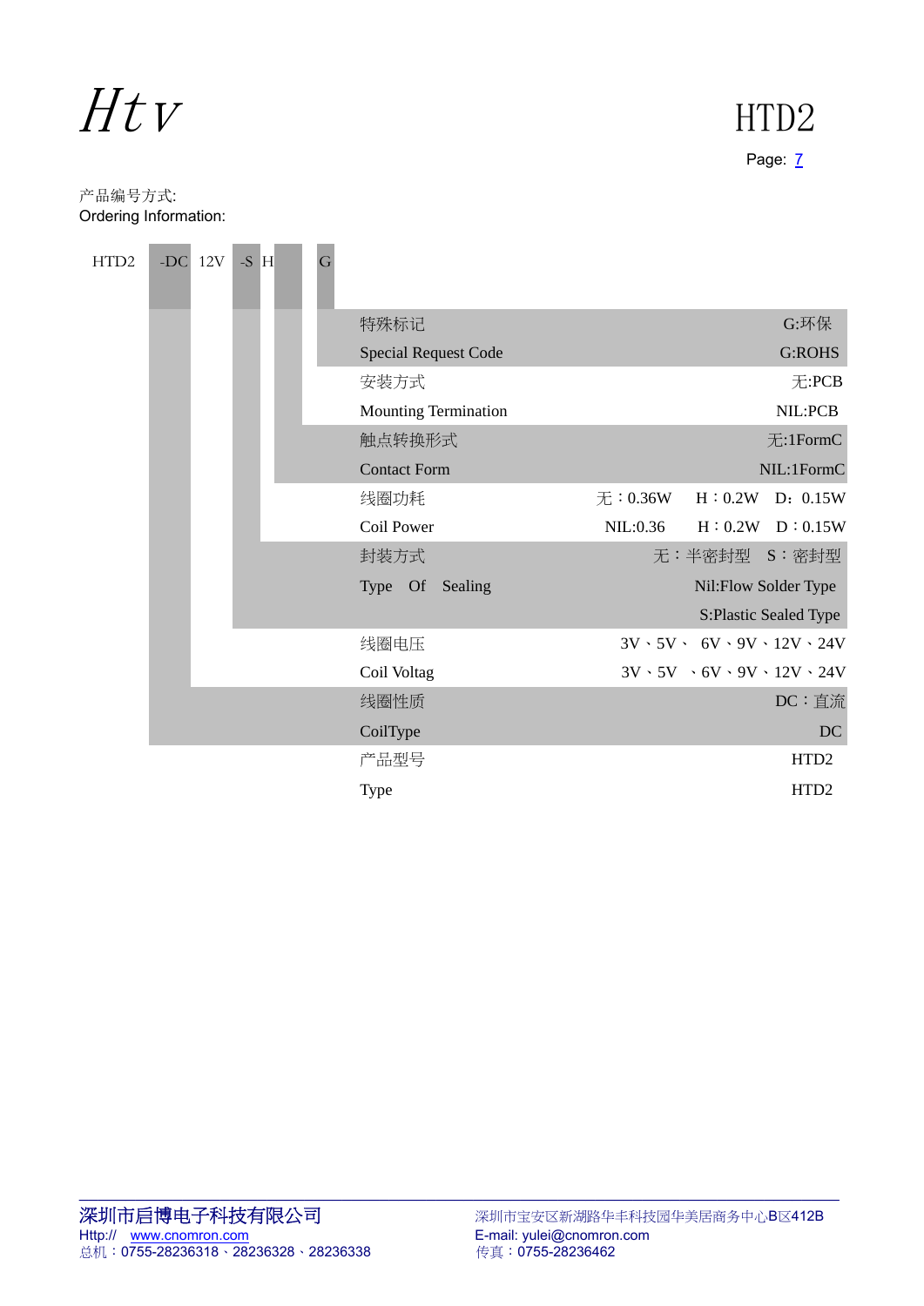产品编号方式:
Ordering Information:

HTD2 -DC 12V -S H G

| | |
|---|---|
| 特殊标记<br>Special Request Code | G:环保<br>G:ROHS |
| 安装方式<br>Mounting Termination | 无:PCB<br>NIL:PCB |
| 触点转换形式<br>Contact Form | 无:1FormC<br>NIL:1FormC |
| 线圈功耗<br>Coil Power | 无：0.36W　H：0.2W　D：0.15W<br>NIL:0.36　H：0.2W　D：0.15W |
| 封装方式<br>Type Of Sealing | 无：半密封型　S：密封型<br>Nil:Flow Solder Type<br>S:Plastic Sealed Type |
| 线圈电压<br>Coil Voltag | 3V、5V、6V、9V、12V、24V<br>3V、5V、6V、9V、12V、24V |
| 线圈性质<br>CoilType | DC：直流<br>DC |
| 产品型号<br>Type | HTD2<br>HTD2 |

深圳市启博电子科技有限公司
Http:// www.cnomron.com
总机：0755-28236318、28236328、28236338
深圳市宝安区新湖路华丰科技园华美居商务中心B区412B
E-mail: yulei@cnomron.com
传真：0755-28236462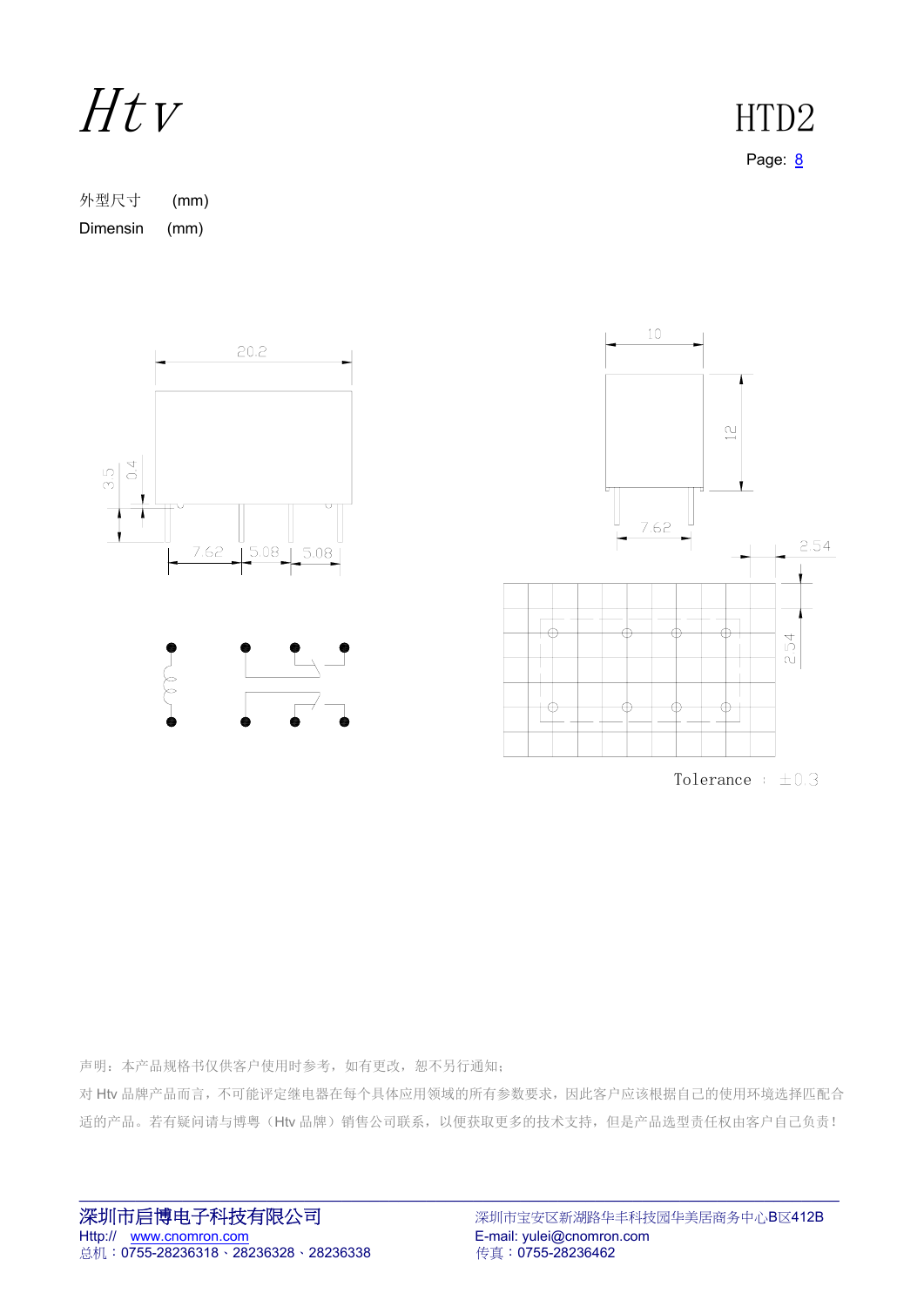外型尺寸 (mm)

Dimensin (mm)

20.2

3.5

0.4

7.62

5.08

5.08

10

12

7.62

2.54

2.54

Tolerance ：±0.3

声明：本产品规格书仅供客户使用时参考，如有更改，恕不另行通知；

对 Htv 品牌产品而言，不可能评定继电器在每个具体应用领域的所有参数要求，因此客户应该根据自己的使用环境选择匹配合适的产品。若有疑问请与博粤（Htv 品牌）销售公司联系，以便获取更多的技术支持，但是产品选型责任权由客户自己负责！

深圳市启博电子科技有限公司

Http:// www.cnomron.com

总机：0755-28236318、28236328、28236338

深圳市宝安区新湖路华丰科技园华美居商务中心B区412B

E-mail: yulei@cnomron.com

传真：0755-28236462